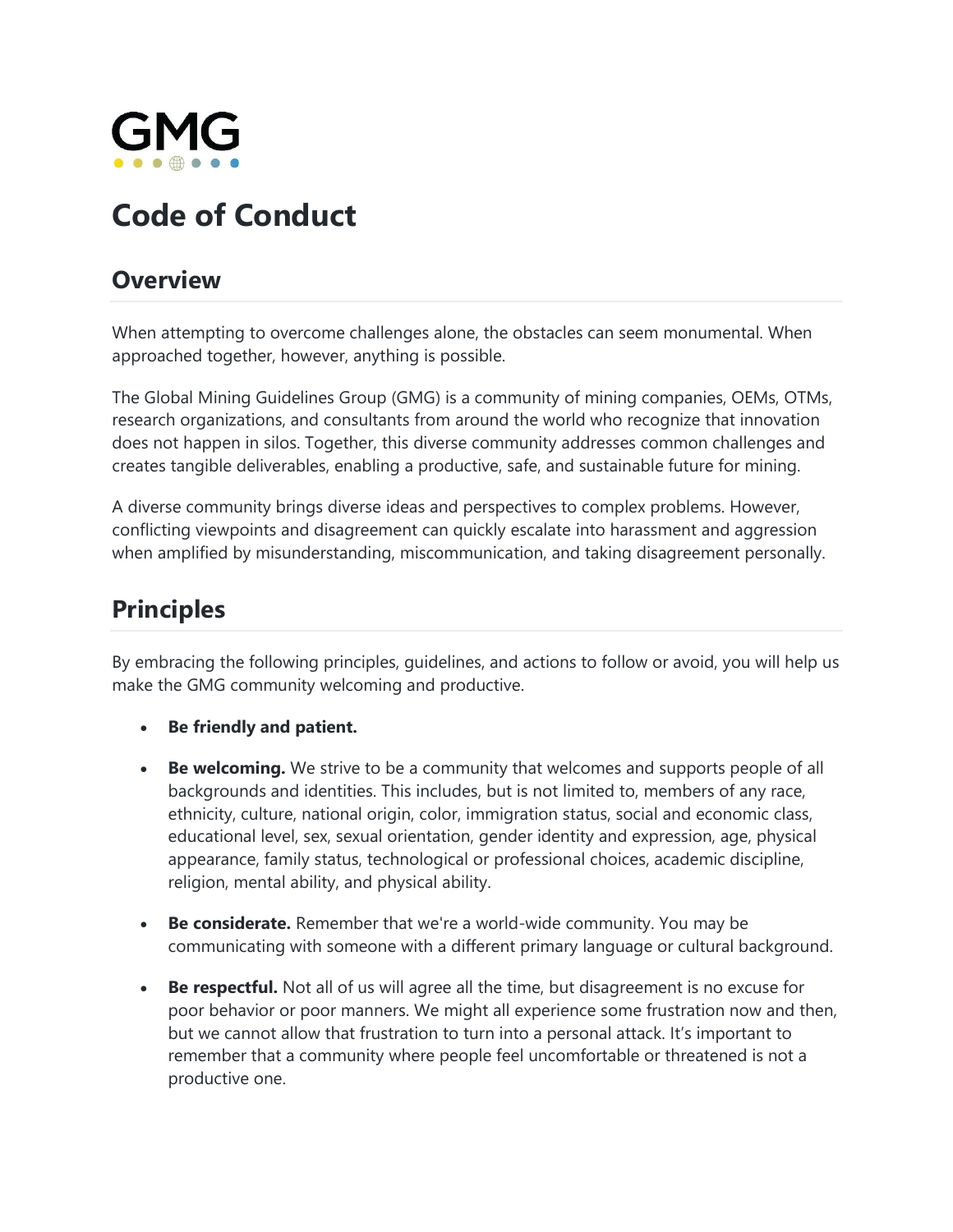GMG

# Code of Conduct

## Overview

When attempting to overcome challenges alone, the obstacles can seem monumental. When approached together, however, anything is possible.

The Global Mining Guidelines Group (GMG) is a community of mining companies, OEMs, OTMs, research organizations, and consultants from around the world who recognize that innovation does not happen in silos. Together, this diverse community addresses common challenges and creates tangible deliverables, enabling a productive, safe, and sustainable future for mining.

A diverse community brings diverse ideas and perspectives to complex problems. However, conflicting viewpoints and disagreement can quickly escalate into harassment and aggression when amplified by misunderstanding, miscommunication, and taking disagreement personally.

## Principles

By embracing the following principles, guidelines, and actions to follow or avoid, you will help us make the GMG community welcoming and productive.

- **Be friendly and patient.**
- **Be welcoming.** We strive to be a community that welcomes and supports people of all backgrounds and identities. This includes, but is not limited to, members of any race, ethnicity, culture, national origin, color, immigration status, social and economic class, educational level, sex, sexual orientation, gender identity and expression, age, physical appearance, family status, technological or professional choices, academic discipline, religion, mental ability, and physical ability.
- **Be considerate.** Remember that we're a world-wide community. You may be communicating with someone with a different primary language or cultural background.
- **Be respectful.** Not all of us will agree all the time, but disagreement is no excuse for poor behavior or poor manners. We might all experience some frustration now and then, but we cannot allow that frustration to turn into a personal attack. It's important to remember that a community where people feel uncomfortable or threatened is not a productive one.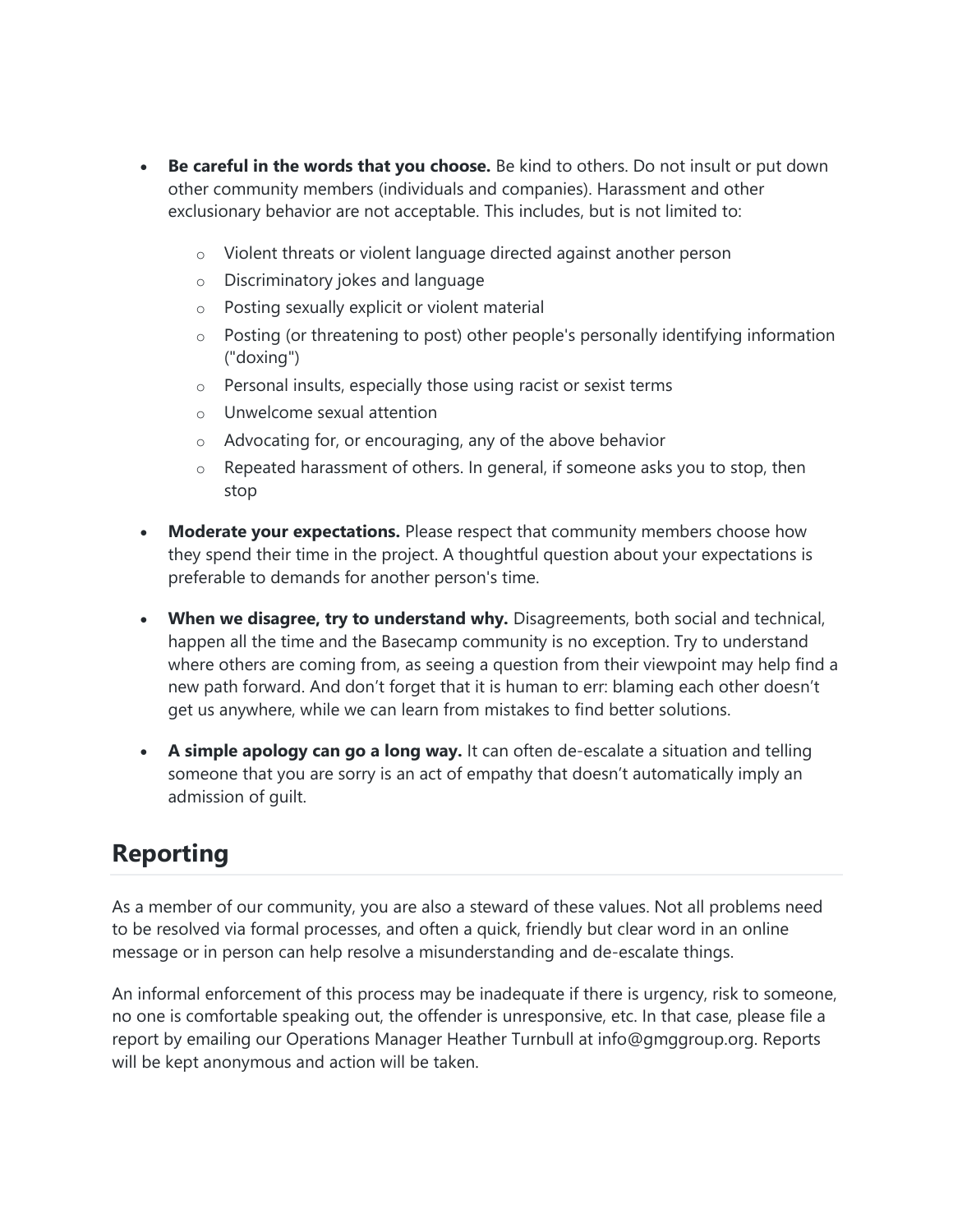- **Be careful in the words that you choose.** Be kind to others. Do not insult or put down other community members (individuals and companies). Harassment and other exclusionary behavior are not acceptable. This includes, but is not limited to:
    - Violent threats or violent language directed against another person
    - Discriminatory jokes and language
    - Posting sexually explicit or violent material
    - Posting (or threatening to post) other people's personally identifying information ("doxing")
    - Personal insults, especially those using racist or sexist terms
    - Unwelcome sexual attention
    - Advocating for, or encouraging, any of the above behavior
    - Repeated harassment of others. In general, if someone asks you to stop, then stop
- **Moderate your expectations.** Please respect that community members choose how they spend their time in the project. A thoughtful question about your expectations is preferable to demands for another person's time.
- **When we disagree, try to understand why.** Disagreements, both social and technical, happen all the time and the Basecamp community is no exception. Try to understand where others are coming from, as seeing a question from their viewpoint may help find a new path forward. And don't forget that it is human to err: blaming each other doesn't get us anywhere, while we can learn from mistakes to find better solutions.
- **A simple apology can go a long way.** It can often de-escalate a situation and telling someone that you are sorry is an act of empathy that doesn't automatically imply an admission of guilt.

## Reporting

As a member of our community, you are also a steward of these values. Not all problems need to be resolved via formal processes, and often a quick, friendly but clear word in an online message or in person can help resolve a misunderstanding and de-escalate things.

An informal enforcement of this process may be inadequate if there is urgency, risk to someone, no one is comfortable speaking out, the offender is unresponsive, etc. In that case, please file a report by emailing our Operations Manager Heather Turnbull at info@gmggroup.org. Reports will be kept anonymous and action will be taken.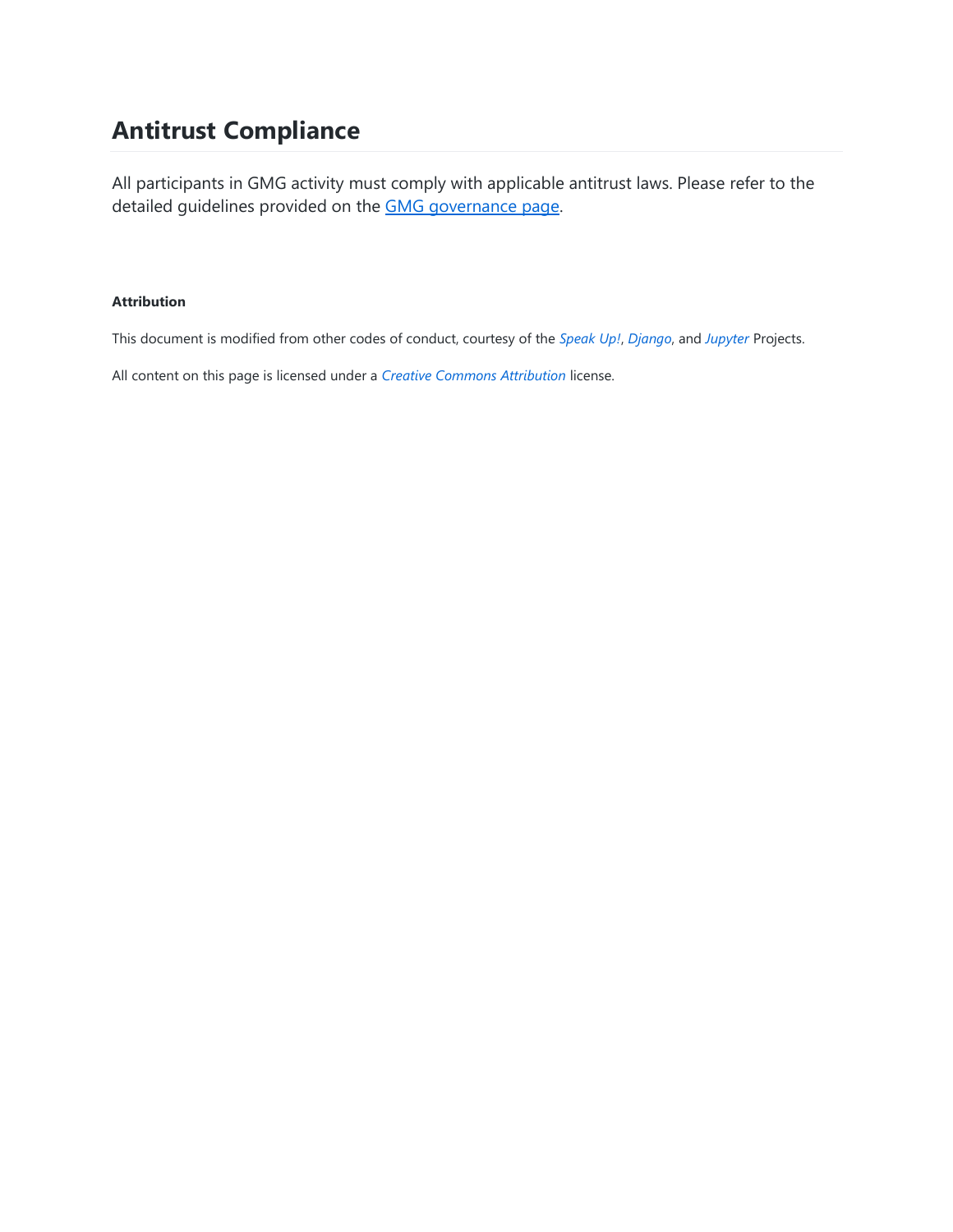## Antitrust Compliance

All participants in GMG activity must comply with applicable antitrust laws. Please refer to the detailed guidelines provided on the GMG governance page.

#### Attribution

This document is modified from other codes of conduct, courtesy of the *Speak Up!*, *Django*, and *Jupyter* Projects.

All content on this page is licensed under a *Creative Commons Attribution* license.